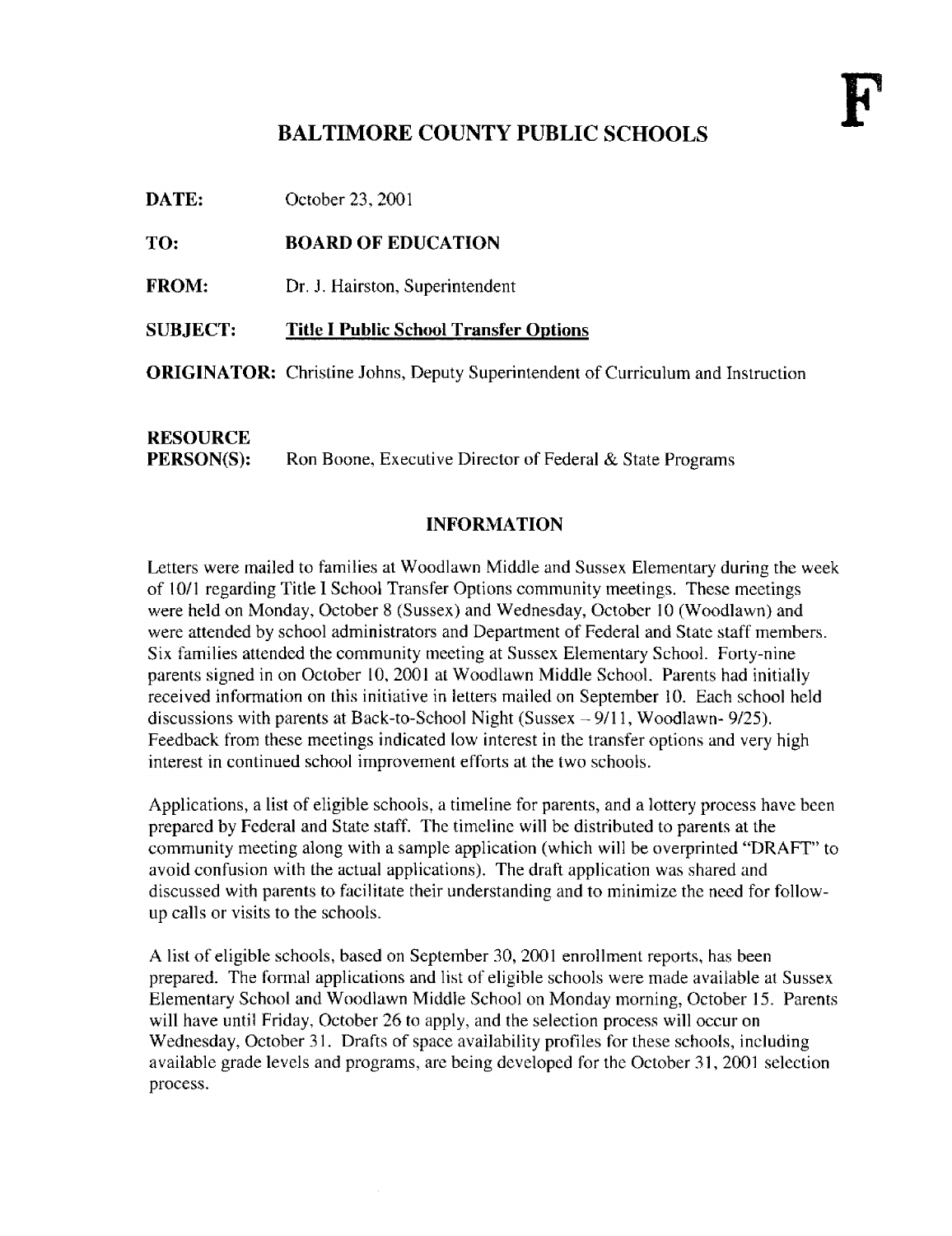F

# BALTIMORE COUNTY PUBLIC SCHOOLS

**DATE:** October 23, 2001

**TO:** **BOARD OF EDUCATION**

**FROM:** Dr. J. Hairston, Superintendent

**SUBJECT:** **Title I Public School Transfer Options**

**ORIGINATOR:** Christine Johns, Deputy Superintendent of Curriculum and Instruction

**RESOURCE PERSON(S):** Ron Boone, Executive Director of Federal & State Programs

## INFORMATION

Letters were mailed to families at Woodlawn Middle and Sussex Elementary during the week of 10/1 regarding Title I School Transfer Options community meetings. These meetings were held on Monday, October 8 (Sussex) and Wednesday, October 10 (Woodlawn) and were attended by school administrators and Department of Federal and State staff members. Six families attended the community meeting at Sussex Elementary School. Forty-nine parents signed in on October 10, 2001 at Woodlawn Middle School. Parents had initially received information on this initiative in letters mailed on September 10. Each school held discussions with parents at Back-to-School Night (Sussex – 9/11, Woodlawn- 9/25). Feedback from these meetings indicated low interest in the transfer options and very high interest in continued school improvement efforts at the two schools.

Applications, a list of eligible schools, a timeline for parents, and a lottery process have been prepared by Federal and State staff. The timeline will be distributed to parents at the community meeting along with a sample application (which will be overprinted "DRAFT" to avoid confusion with the actual applications). The draft application was shared and discussed with parents to facilitate their understanding and to minimize the need for follow-up calls or visits to the schools.

A list of eligible schools, based on September 30, 2001 enrollment reports, has been prepared. The formal applications and list of eligible schools were made available at Sussex Elementary School and Woodlawn Middle School on Monday morning, October 15. Parents will have until Friday, October 26 to apply, and the selection process will occur on Wednesday, October 31. Drafts of space availability profiles for these schools, including available grade levels and programs, are being developed for the October 31, 2001 selection process.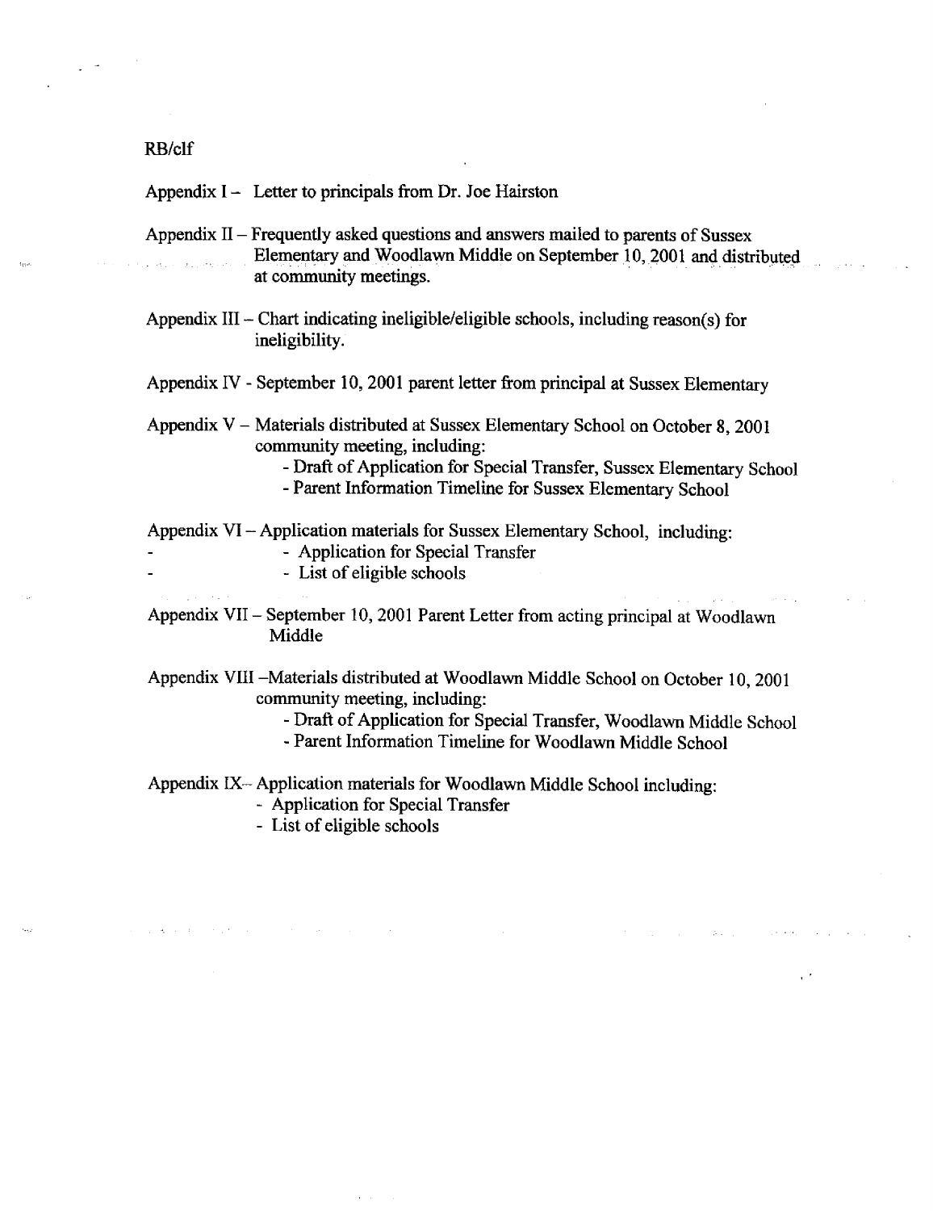RB/clf

Appendix I – Letter to principals from Dr. Joe Hairston

Appendix II – Frequently asked questions and answers mailed to parents of Sussex Elementary and Woodlawn Middle on September 10, 2001 and distributed at community meetings.

Appendix III – Chart indicating ineligible/eligible schools, including reason(s) for ineligibility.

Appendix IV - September 10, 2001 parent letter from principal at Sussex Elementary

Appendix V – Materials distributed at Sussex Elementary School on October 8, 2001 community meeting, including:

- Draft of Application for Special Transfer, Sussex Elementary School
- Parent Information Timeline for Sussex Elementary School

Appendix VI – Application materials for Sussex Elementary School, including:

- Application for Special Transfer
- List of eligible schools

Appendix VII – September 10, 2001 Parent Letter from acting principal at Woodlawn Middle

Appendix VIII –Materials distributed at Woodlawn Middle School on October 10, 2001 community meeting, including:

- Draft of Application for Special Transfer, Woodlawn Middle School
- Parent Information Timeline for Woodlawn Middle School

Appendix IX– Application materials for Woodlawn Middle School including:

- Application for Special Transfer
- List of eligible schools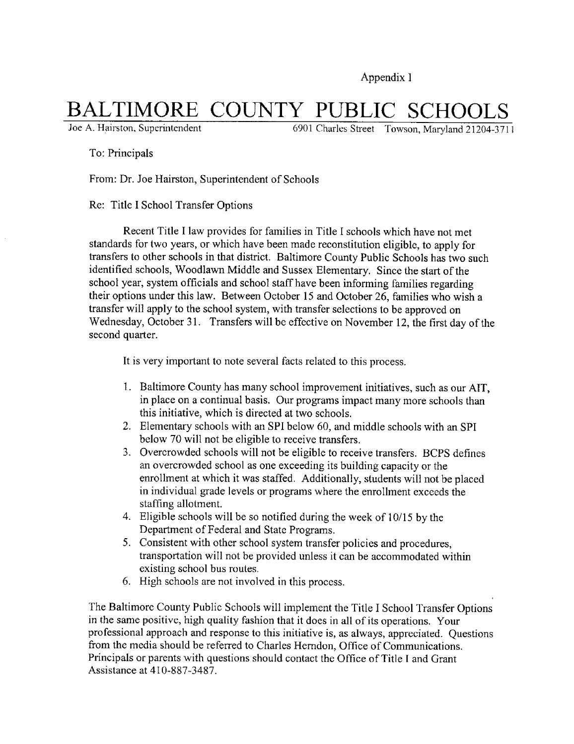Appendix 1

# BALTIMORE COUNTY PUBLIC SCHOOLS

Joe A. Hairston, Superintendent 6901 Charles Street Towson, Maryland 21204-3711

To: Principals

From: Dr. Joe Hairston, Superintendent of Schools

Re: Title I School Transfer Options

Recent Title I law provides for families in Title I schools which have not met standards for two years, or which have been made reconstitution eligible, to apply for transfers to other schools in that district. Baltimore County Public Schools has two such identified schools, Woodlawn Middle and Sussex Elementary. Since the start of the school year, system officials and school staff have been informing families regarding their options under this law. Between October 15 and October 26, families who wish a transfer will apply to the school system, with transfer selections to be approved on Wednesday, October 31. Transfers will be effective on November 12, the first day of the second quarter.

It is very important to note several facts related to this process.

1. Baltimore County has many school improvement initiatives, such as our AIT, in place on a continual basis. Our programs impact many more schools than this initiative, which is directed at two schools.
2. Elementary schools with an SPI below 60, and middle schools with an SPI below 70 will not be eligible to receive transfers.
3. Overcrowded schools will not be eligible to receive transfers. BCPS defines an overcrowded school as one exceeding its building capacity or the enrollment at which it was staffed. Additionally, students will not be placed in individual grade levels or programs where the enrollment exceeds the staffing allotment.
4. Eligible schools will be so notified during the week of 10/15 by the Department of Federal and State Programs.
5. Consistent with other school system transfer policies and procedures, transportation will not be provided unless it can be accommodated within existing school bus routes.
6. High schools are not involved in this process.

The Baltimore County Public Schools will implement the Title I School Transfer Options in the same positive, high quality fashion that it does in all of its operations. Your professional approach and response to this initiative is, as always, appreciated. Questions from the media should be referred to Charles Herndon, Office of Communications. Principals or parents with questions should contact the Office of Title I and Grant Assistance at 410-887-3487.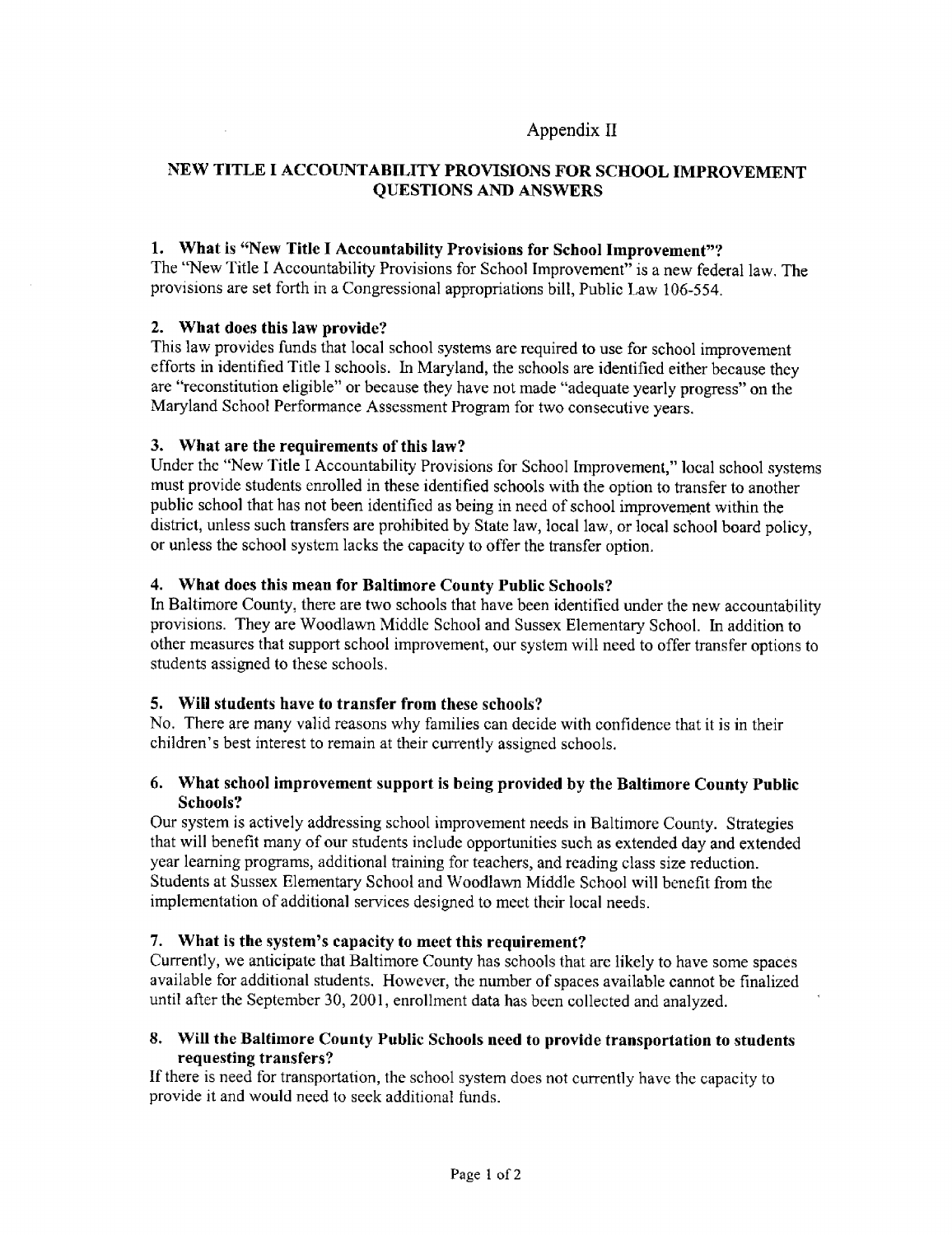Appendix II

# NEW TITLE I ACCOUNTABILITY PROVISIONS FOR SCHOOL IMPROVEMENT QUESTIONS AND ANSWERS

### 1. What is "New Title I Accountability Provisions for School Improvement"?

The "New Title I Accountability Provisions for School Improvement" is a new federal law. The provisions are set forth in a Congressional appropriations bill, Public Law 106-554.

### 2. What does this law provide?

This law provides funds that local school systems are required to use for school improvement efforts in identified Title I schools. In Maryland, the schools are identified either because they are "reconstitution eligible" or because they have not made "adequate yearly progress" on the Maryland School Performance Assessment Program for two consecutive years.

### 3. What are the requirements of this law?

Under the "New Title I Accountability Provisions for School Improvement," local school systems must provide students enrolled in these identified schools with the option to transfer to another public school that has not been identified as being in need of school improvement within the district, unless such transfers are prohibited by State law, local law, or local school board policy, or unless the school system lacks the capacity to offer the transfer option.

### 4. What does this mean for Baltimore County Public Schools?

In Baltimore County, there are two schools that have been identified under the new accountability provisions. They are Woodlawn Middle School and Sussex Elementary School. In addition to other measures that support school improvement, our system will need to offer transfer options to students assigned to these schools.

### 5. Will students have to transfer from these schools?

No. There are many valid reasons why families can decide with confidence that it is in their children's best interest to remain at their currently assigned schools.

### 6. What school improvement support is being provided by the Baltimore County Public Schools?

Our system is actively addressing school improvement needs in Baltimore County. Strategies that will benefit many of our students include opportunities such as extended day and extended year learning programs, additional training for teachers, and reading class size reduction. Students at Sussex Elementary School and Woodlawn Middle School will benefit from the implementation of additional services designed to meet their local needs.

### 7. What is the system's capacity to meet this requirement?

Currently, we anticipate that Baltimore County has schools that are likely to have some spaces available for additional students. However, the number of spaces available cannot be finalized until after the September 30, 2001, enrollment data has been collected and analyzed.

### 8. Will the Baltimore County Public Schools need to provide transportation to students requesting transfers?

If there is need for transportation, the school system does not currently have the capacity to provide it and would need to seek additional funds.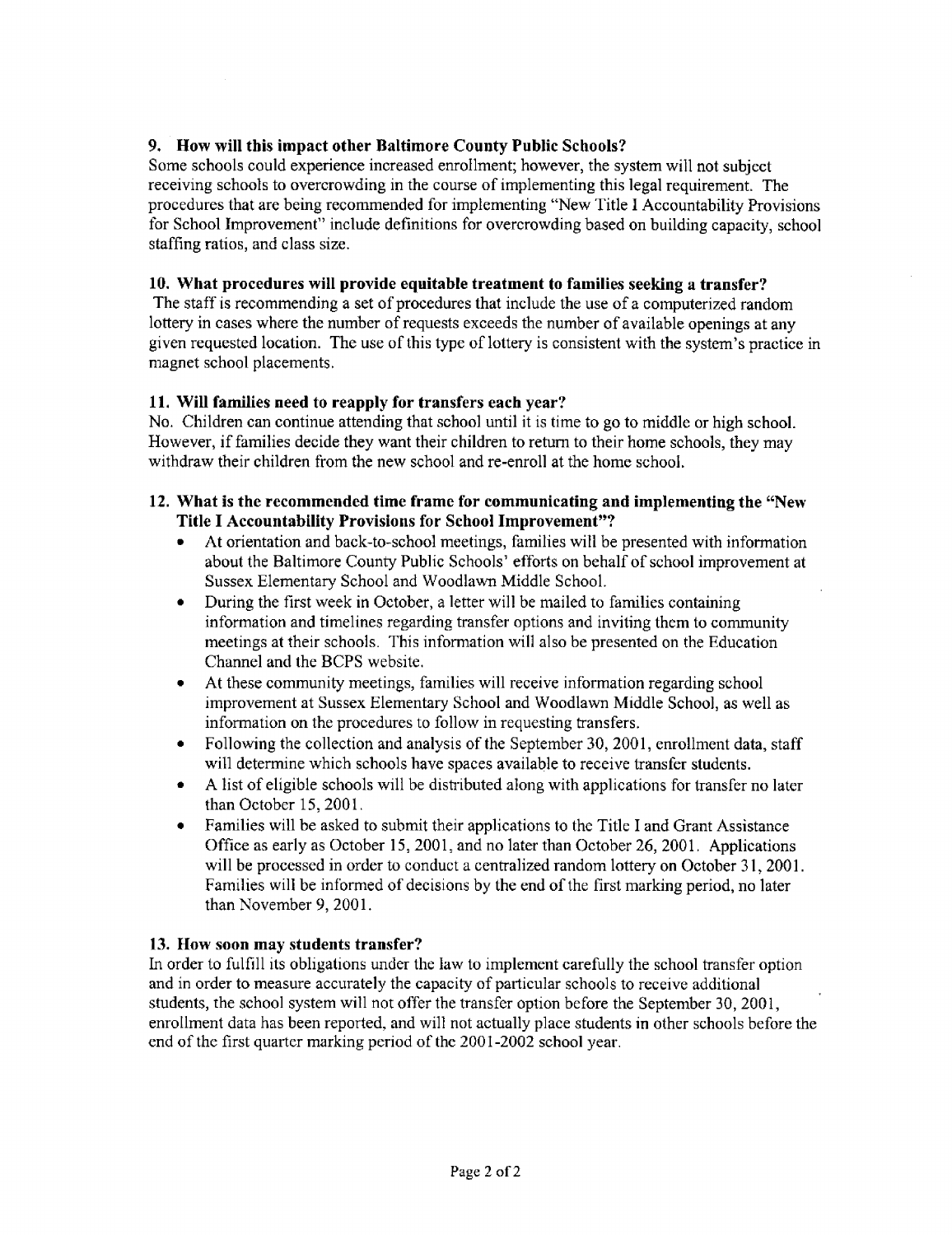### 9. How will this impact other Baltimore County Public Schools?

Some schools could experience increased enrollment; however, the system will not subject receiving schools to overcrowding in the course of implementing this legal requirement. The procedures that are being recommended for implementing "New Title I Accountability Provisions for School Improvement" include definitions for overcrowding based on building capacity, school staffing ratios, and class size.

### 10. What procedures will provide equitable treatment to families seeking a transfer?

The staff is recommending a set of procedures that include the use of a computerized random lottery in cases where the number of requests exceeds the number of available openings at any given requested location. The use of this type of lottery is consistent with the system's practice in magnet school placements.

### 11. Will families need to reapply for transfers each year?

No. Children can continue attending that school until it is time to go to middle or high school. However, if families decide they want their children to return to their home schools, they may withdraw their children from the new school and re-enroll at the home school.

### 12. What is the recommended time frame for communicating and implementing the "New Title I Accountability Provisions for School Improvement"?

- At orientation and back-to-school meetings, families will be presented with information about the Baltimore County Public Schools' efforts on behalf of school improvement at Sussex Elementary School and Woodlawn Middle School.
- During the first week in October, a letter will be mailed to families containing information and timelines regarding transfer options and inviting them to community meetings at their schools. This information will also be presented on the Education Channel and the BCPS website.
- At these community meetings, families will receive information regarding school improvement at Sussex Elementary School and Woodlawn Middle School, as well as information on the procedures to follow in requesting transfers.
- Following the collection and analysis of the September 30, 2001, enrollment data, staff will determine which schools have spaces available to receive transfer students.
- A list of eligible schools will be distributed along with applications for transfer no later than October 15, 2001.
- Families will be asked to submit their applications to the Title I and Grant Assistance Office as early as October 15, 2001, and no later than October 26, 2001. Applications will be processed in order to conduct a centralized random lottery on October 31, 2001. Families will be informed of decisions by the end of the first marking period, no later than November 9, 2001.

### 13. How soon may students transfer?

In order to fulfill its obligations under the law to implement carefully the school transfer option and in order to measure accurately the capacity of particular schools to receive additional students, the school system will not offer the transfer option before the September 30, 2001, enrollment data has been reported, and will not actually place students in other schools before the end of the first quarter marking period of the 2001-2002 school year.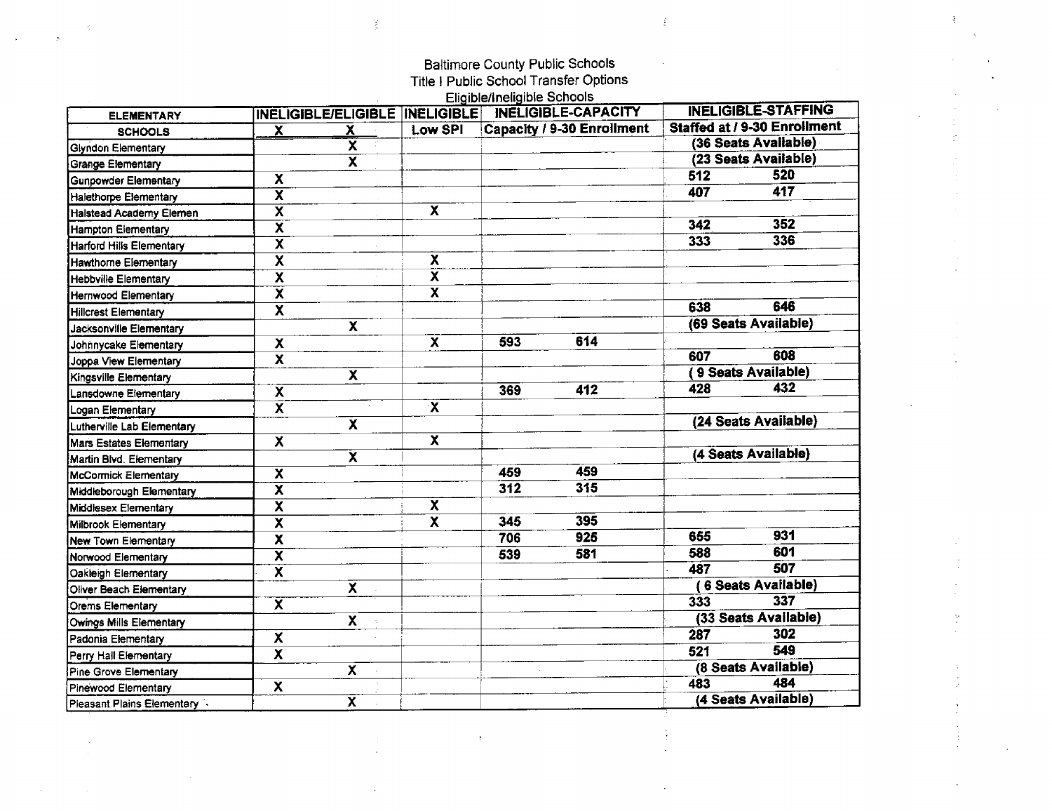Baltimore County Public Schools
Title I Public School Transfer Options
Eligible/Ineligible Schools

| ELEMENTARY | INELIGIBLE/ELIGIBLE | | INELIGIBLE | INELIGIBLE-CAPACITY | | INELIGIBLE-STAFFING | |
|---|---|---|---|---|---|---|---|
| SCHOOLS | X | X | Low SPI | Capacity / 9-30 Enrollment | | Staffed at / 9-30 Enrollment | |
| Glyndon Elementary | | X | | | | (36 Seats Available) | |
| Grange Elementary | | X | | | | (23 Seats Available) | |
| Gunpowder Elementary | X | | | | | 512 | 520 |
| Halethorpe Elementary | X | | | | | 407 | 417 |
| Halstead Academy Elemen | X | | X | | | | |
| Hampton Elementary | X | | | | | 342 | 352 |
| Harford Hills Elementary | X | | | | | 333 | 336 |
| Hawthorne Elementary | X | | X | | | | |
| Hebbville Elementary | X | | X | | | | |
| Hernwood Elementary | X | | X | | | | |
| Hillcrest Elementary | X | | | | | 638 | 646 |
| Jacksonville Elementary | | X | | | | (69 Seats Available) | |
| Johnnycake Elementary | X | | X | 593 | 614 | | |
| Joppa View Elementary | X | | | | | 607 | 608 |
| Kingsville Elementary | | X | | | | ( 9 Seats Available) | |
| Lansdowne Elementary | X | | | 369 | 412 | 428 | 432 |
| Logan Elementary | X | | X | | | | |
| Lutherville Lab Elementary | | X | | | | (24 Seats Available) | |
| Mars Estates Elementary | X | | X | | | | |
| Martin Blvd. Elementary | | X | | | | (4 Seats Available) | |
| McCormick Elementary | X | | | 459 | 459 | | |
| Middleborough Elementary | X | | | 312 | 315 | | |
| Middlesex Elementary | X | | X | | | | |
| Milbrook Elementary | X | | X | 345 | 395 | | |
| New Town Elementary | X | | | 706 | 925 | 655 | 931 |
| Norwood Elementary | X | | | 539 | 581 | 588 | 601 |
| Oakleigh Elementary | X | | | | | 487 | 507 |
| Oliver Beach Elementary | | X | | | | ( 6 Seats Available) | |
| Orems Elementary | X | | | | | 333 | 337 |
| Owings Mills Elementary | | X | | | | (33 Seats Available) | |
| Padonia Elementary | X | | | | | 287 | 302 |
| Perry Hall Elementary | X | | | | | 521 | 549 |
| Pine Grove Elementary | | X | | | | (8 Seats Available) | |
| Pinewood Elementary | X | | | | | 483 | 484 |
| Pleasant Plains Elementary | | X | | | | (4 Seats Available) | |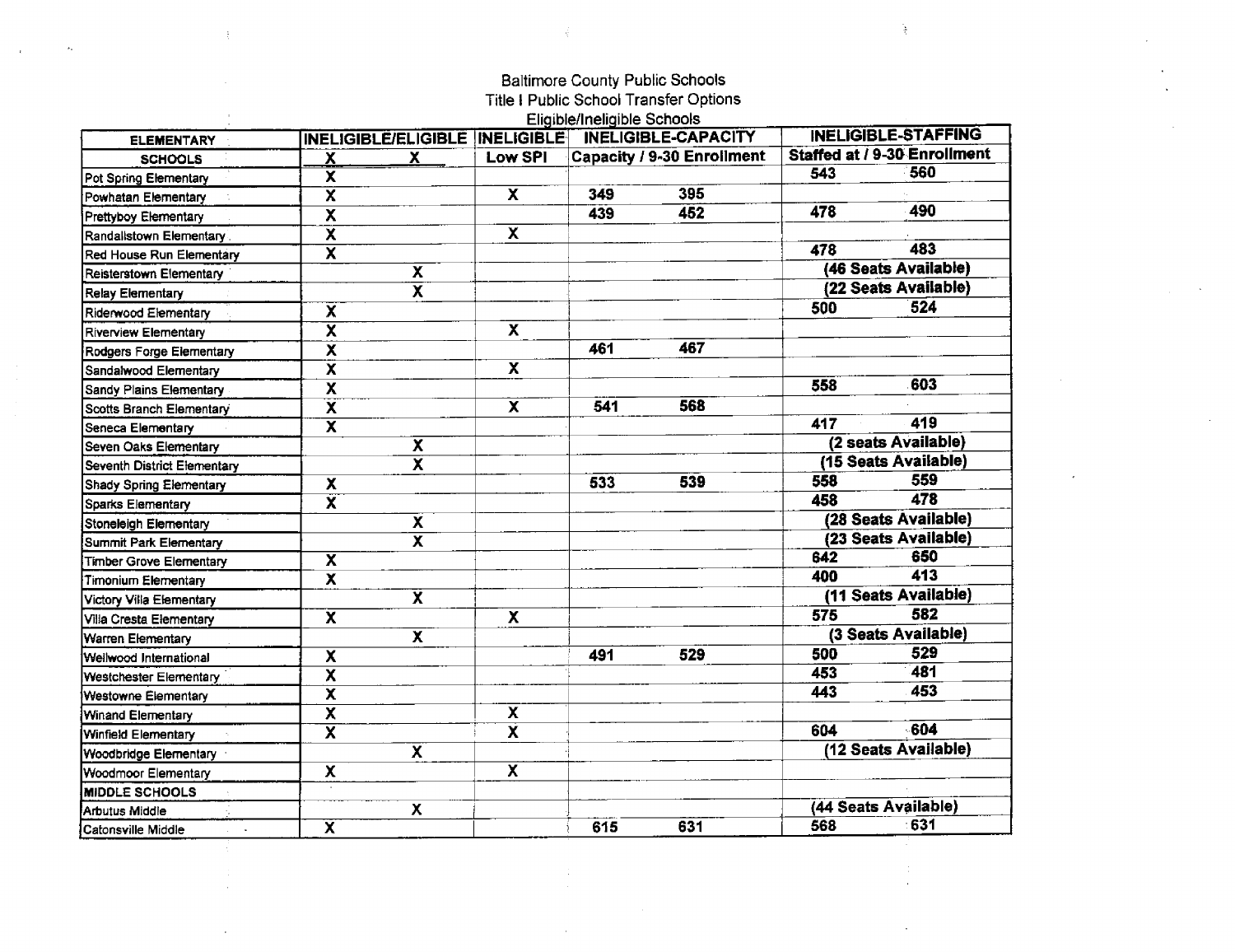Baltimore County Public Schools
Title I Public School Transfer Options
Eligible/Ineligible Schools

| ELEMENTARY | INELIGIBLE/ELIGIBLE | | INELIGIBLE | INELIGIBLE-CAPACITY | | INELIGIBLE-STAFFING | |
|---|---|---|---|---|---|---|---|
| SCHOOLS | X | X | Low SPI | Capacity / 9-30 Enrollment | | Staffed at / 9-30 Enrollment | |
| Pot Spring Elementary | X | | | | | 543 | 560 |
| Powhatan Elementary | X | | X | 349 | 395 | | |
| Prettyboy Elementary | X | | | 439 | 452 | 478 | 490 |
| Randallstown Elementary | X | | X | | | | |
| Red House Run Elementary | X | | | | | 478 | 483 |
| Reisterstown Elementary | | X | | | | (46 Seats Available) | |
| Relay Elementary | | X | | | | (22 Seats Available) | |
| Riderwood Elementary | X | | | | | 500 | 524 |
| Riverview Elementary | X | | X | | | | |
| Rodgers Forge Elementary | X | | | 461 | 467 | | |
| Sandalwood Elementary | X | | X | | | | |
| Sandy Plains Elementary | X | | | | | 558 | 603 |
| Scotts Branch Elementary | X | | X | 541 | 568 | | |
| Seneca Elementary | X | | | | | 417 | 419 |
| Seven Oaks Elementary | | X | | | | (2 seats Available) | |
| Seventh District Elementary | | X | | | | (15 Seats Available) | |
| Shady Spring Elementary | X | | | 533 | 539 | 558 | 559 |
| Sparks Elementary | X | | | | | 458 | 478 |
| Stoneleigh Elementary | | X | | | | (28 Seats Available) | |
| Summit Park Elementary | | X | | | | (23 Seats Available) | |
| Timber Grove Elementary | X | | | | | 642 | 650 |
| Timonium Elementary | X | | | | | 400 | 413 |
| Victory Villa Elementary | | X | | | | (11 Seats Available) | |
| Villa Cresta Elementary | X | | X | | | 575 | 582 |
| Warren Elementary | | X | | | | (3 Seats Available) | |
| Wellwood International | X | | | 491 | 529 | 500 | 529 |
| Westchester Elementary | X | | | | | 453 | 481 |
| Westowne Elementary | X | | | | | 443 | 453 |
| Winand Elementary | X | | X | | | | |
| Winfield Elementary | X | | X | | | 604 | 604 |
| Woodbridge Elementary | | X | | | | (12 Seats Available) | |
| Woodmoor Elementary | X | | X | | | | |
| MIDDLE SCHOOLS | | | | | | | |
| Arbutus Middle | | X | | | | (44 Seats Available) | |
| Catonsville Middle | X | | | 615 | 631 | 568 | 631 |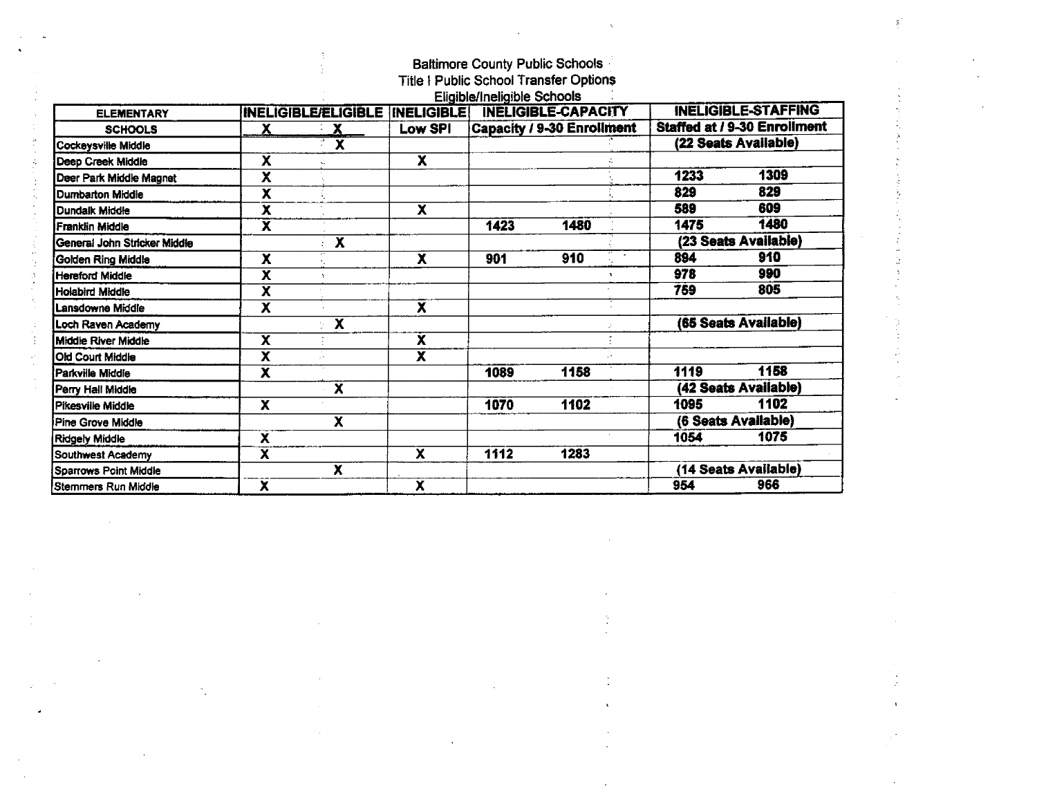Baltimore County Public Schools
Title I Public School Transfer Options
Eligible/Ineligible Schools

| ELEMENTARY | INELIGIBLE/ELIGIBLE | | INELIGIBLE | INELIGIBLE-CAPACITY | | INELIGIBLE-STAFFING | |
|---|---|---|---|---|---|---|---|
| SCHOOLS | X | X | Low SPI | Capacity / 9-30 Enrollment | | Staffed at / 9-30 Enrollment | |
| Cockeysville Middle | | X | | | | (22 Seats Available) | |
| Deep Creek Middle | X | | X | | | | |
| Deer Park Middle Magnet | X | | | | | 1233 | 1309 |
| Dumbarton Middle | X | | | | | 829 | 829 |
| Dundalk Middle | X | | X | | | 589 | 609 |
| Franklin Middle | X | | | 1423 | 1480 | 1475 | 1480 |
| General John Stricker Middle | | X | | | | (23 Seats Available) | |
| Golden Ring Middle | X | | X | 901 | 910 | 894 | 910 |
| Hereford Middle | X | | | | | 978 | 990 |
| Holabird Middle | X | | | | | 759 | 805 |
| Lansdowne Middle | X | | X | | | | |
| Loch Raven Academy | | X | | | | (65 Seats Available) | |
| Middle River Middle | X | | X | | | | |
| Old Court Middle | X | | X | | | | |
| Parkville Middle | X | | | 1089 | 1158 | 1119 | 1158 |
| Perry Hall Middle | | X | | | | (42 Seats Available) | |
| Pikesville Middle | X | | | 1070 | 1102 | 1095 | 1102 |
| Pine Grove Middle | | X | | | | (6 Seats Available) | |
| Ridgely Middle | X | | | | | 1054 | 1075 |
| Southwest Academy | X | | X | 1112 | 1283 | | |
| Sparrows Point Middle | | X | | | | (14 Seats Available) | |
| Stemmers Run Middle | X | | X | | | 954 | 966 |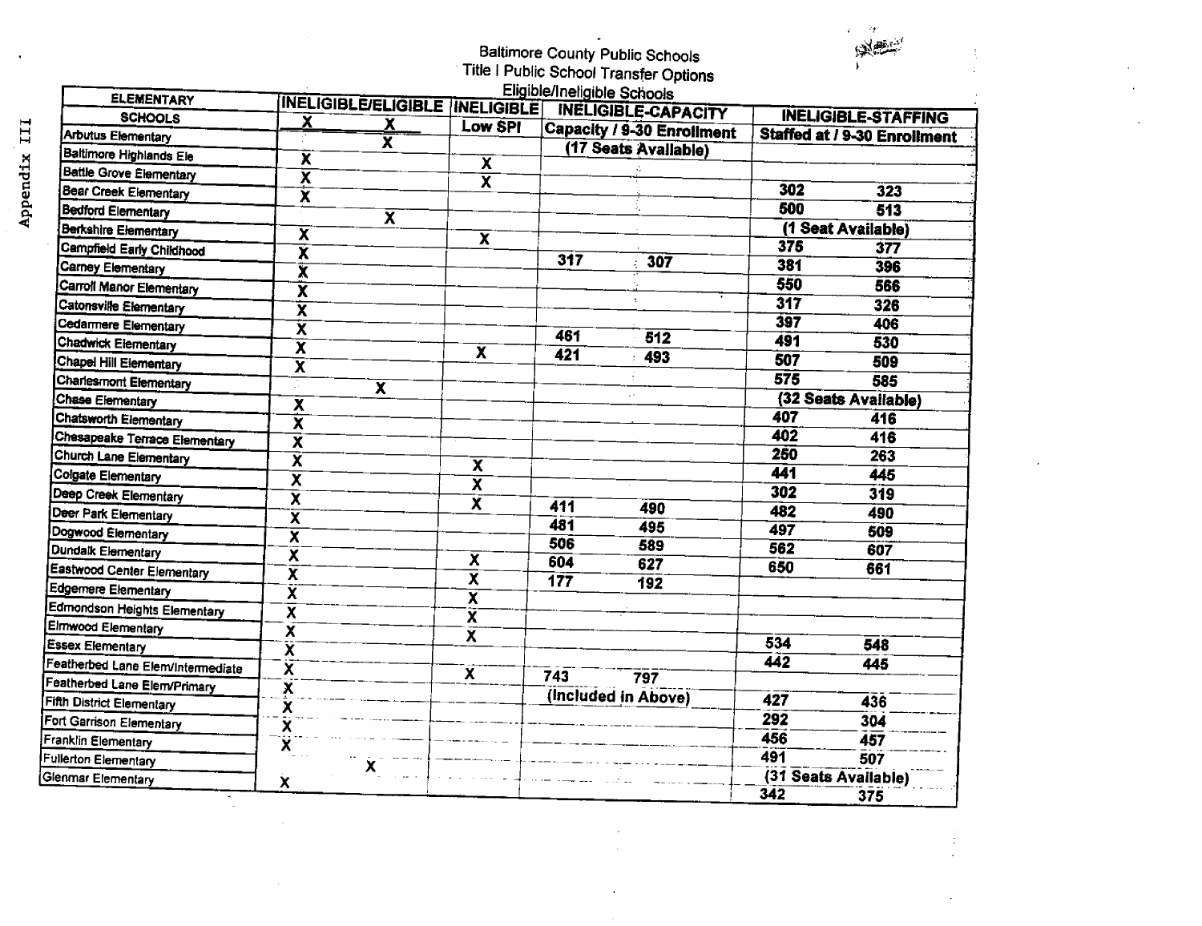# Baltimore County Public Schools
## Title I Public School Transfer Options
### Eligible/Ineligible Schools

| ELEMENTARY | INELIGIBLE/ELIGIBLE | | INELIGIBLE | INELIGIBLE-CAPACITY | | INELIGIBLE-STAFFING | |
|---|---|---|---|---|---|---|---|
| SCHOOLS | X | X | Low SPI | Capacity / 9-30 Enrollment | | Staffed at / 9-30 Enrollment | |
| Arbutus Elementary | | X | | (17 Seats Available) | | | |
| Baltimore Highlands Ele | X | | X | | | | |
| Battle Grove Elementary | X | | X | | | 302 | 323 |
| Bear Creek Elementary | X | | | | | 500 | 513 |
| Bedford Elementary | | X | | | | (1 Seat Available) | |
| Berkshire Elementary | X | | X | | | 375 | 377 |
| Campfield Early Childhood | X | | | 317 | 307 | 381 | 396 |
| Carney Elementary | X | | | | | 550 | 566 |
| Carroll Manor Elementary | X | | | | | 317 | 326 |
| Catonsville Elementary | X | | | | | 397 | 406 |
| Cedarmere Elementary | X | | | 461 | 512 | 491 | 530 |
| Chadwick Elementary | X | | X | 421 | 493 | 507 | 509 |
| Chapel Hill Elementary | X | | | | | 575 | 585 |
| Charlesmont Elementary | | X | | | | (32 Seats Available) | |
| Chase Elementary | X | | | | | 407 | 416 |
| Chatsworth Elementary | X | | | | | 402 | 416 |
| Chesapeake Terrace Elementary | X | | | | | 250 | 263 |
| Church Lane Elementary | X | | X | | | 441 | 445 |
| Colgate Elementary | X | | X | | | 302 | 319 |
| Deep Creek Elementary | X | | X | 411 | 490 | 482 | 490 |
| Deer Park Elementary | X | | | 481 | 495 | 497 | 509 |
| Dogwood Elementary | X | | | 506 | 589 | 562 | 607 |
| Dundalk Elementary | X | | X | 604 | 627 | 650 | 661 |
| Eastwood Center Elementary | X | | X | 177 | 192 | | |
| Edgemere Elementary | X | | X | | | | |
| Edmondson Heights Elementary | X | | X | | | | |
| Elmwood Elementary | X | | X | | | 534 | 548 |
| Essex Elementary | X | | | | | 442 | 445 |
| Featherbed Lane Elem/Intermediate | X | | X | 743 | 797 | | |
| Featherbed Lane Elem/Primary | X | | | (Included in Above) | | 427 | 436 |
| Fifth District Elementary | X | | | | | 292 | 304 |
| Fort Garrison Elementary | X | | | | | 456 | 457 |
| Franklin Elementary | X | | | | | 491 | 507 |
| Fullerton Elementary | | X | | | | (31 Seats Available) | |
| Glenmar Elementary | X | | | | | 342 | 375 |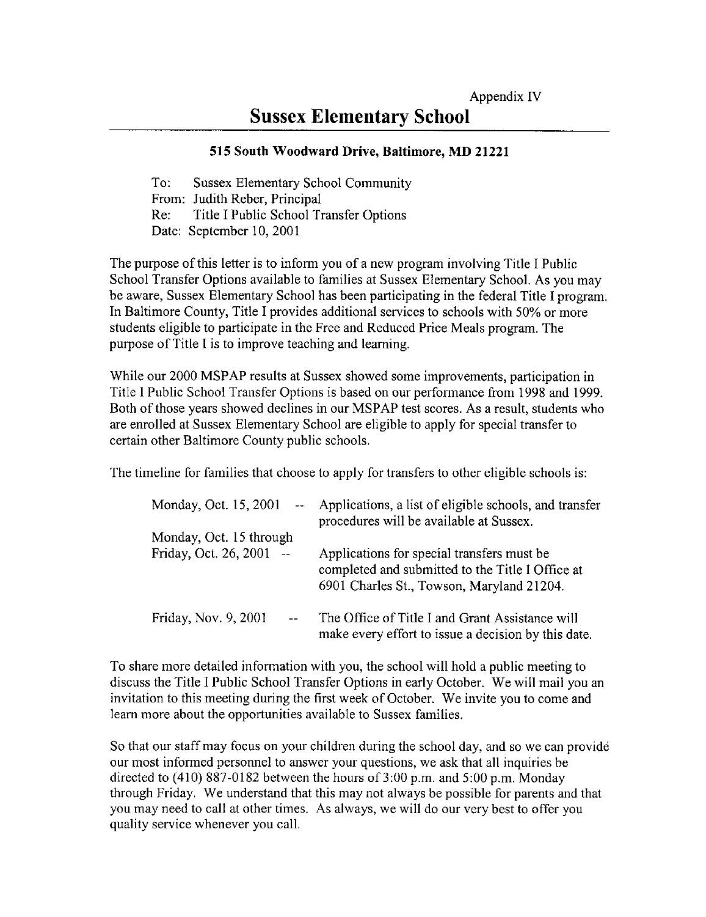Appendix IV

# Sussex Elementary School

**515 South Woodward Drive, Baltimore, MD 21221**

To: Sussex Elementary School Community
From: Judith Reber, Principal
Re: Title I Public School Transfer Options
Date: September 10, 2001

The purpose of this letter is to inform you of a new program involving Title I Public School Transfer Options available to families at Sussex Elementary School. As you may be aware, Sussex Elementary School has been participating in the federal Title I program. In Baltimore County, Title I provides additional services to schools with 50% or more students eligible to participate in the Free and Reduced Price Meals program. The purpose of Title I is to improve teaching and learning.

While our 2000 MSPAP results at Sussex showed some improvements, participation in Title I Public School Transfer Options is based on our performance from 1998 and 1999. Both of those years showed declines in our MSPAP test scores. As a result, students who are enrolled at Sussex Elementary School are eligible to apply for special transfer to certain other Baltimore County public schools.

The timeline for families that choose to apply for transfers to other eligible schools is:

| | |
|---|---|
| Monday, Oct. 15, 2001 -- | Applications, a list of eligible schools, and transfer procedures will be available at Sussex. |
| Monday, Oct. 15 through Friday, Oct. 26, 2001 -- | Applications for special transfers must be completed and submitted to the Title I Office at 6901 Charles St., Towson, Maryland 21204. |
| Friday, Nov. 9, 2001 -- | The Office of Title I and Grant Assistance will make every effort to issue a decision by this date. |

To share more detailed information with you, the school will hold a public meeting to discuss the Title I Public School Transfer Options in early October. We will mail you an invitation to this meeting during the first week of October. We invite you to come and learn more about the opportunities available to Sussex families.

So that our staff may focus on your children during the school day, and so we can provide our most informed personnel to answer your questions, we ask that all inquiries be directed to (410) 887-0182 between the hours of 3:00 p.m. and 5:00 p.m. Monday through Friday. We understand that this may not always be possible for parents and that you may need to call at other times. As always, we will do our very best to offer you quality service whenever you call.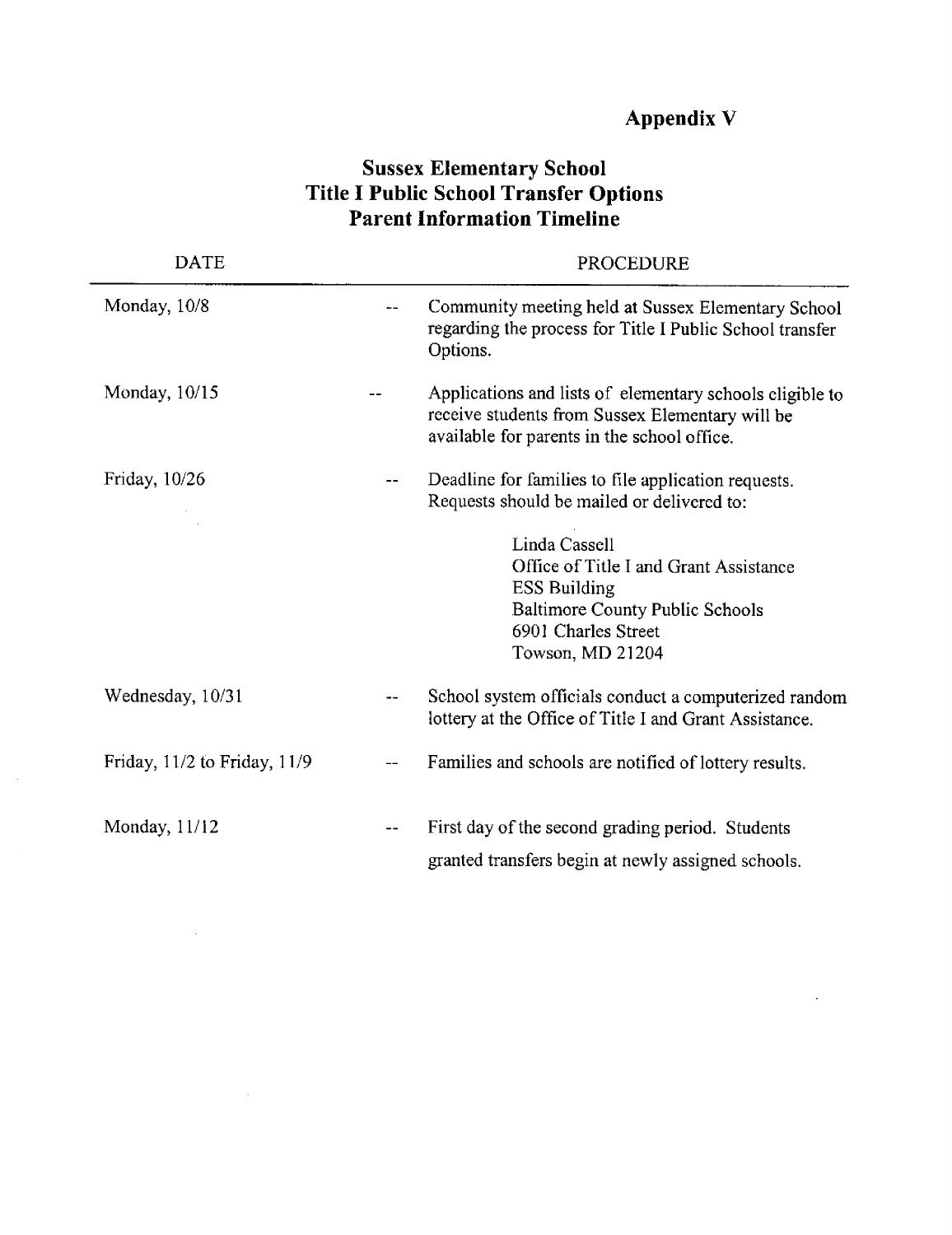# Appendix V

## Sussex Elementary School
## Title I Public School Transfer Options
## Parent Information Timeline

| DATE | | PROCEDURE |
|---|---|---|
| Monday, 10/8 | -- | Community meeting held at Sussex Elementary School regarding the process for Title I Public School transfer Options. |
| Monday, 10/15 | -- | Applications and lists of elementary schools eligible to receive students from Sussex Elementary will be available for parents in the school office. |
| Friday, 10/26 | -- | Deadline for families to file application requests. Requests should be mailed or delivered to:<br><br>Linda Cassell<br>Office of Title I and Grant Assistance<br>ESS Building<br>Baltimore County Public Schools<br>6901 Charles Street<br>Towson, MD 21204 |
| Wednesday, 10/31 | -- | School system officials conduct a computerized random lottery at the Office of Title I and Grant Assistance. |
| Friday, 11/2 to Friday, 11/9 | -- | Families and schools are notified of lottery results. |
| Monday, 11/12 | -- | First day of the second grading period. Students granted transfers begin at newly assigned schools. |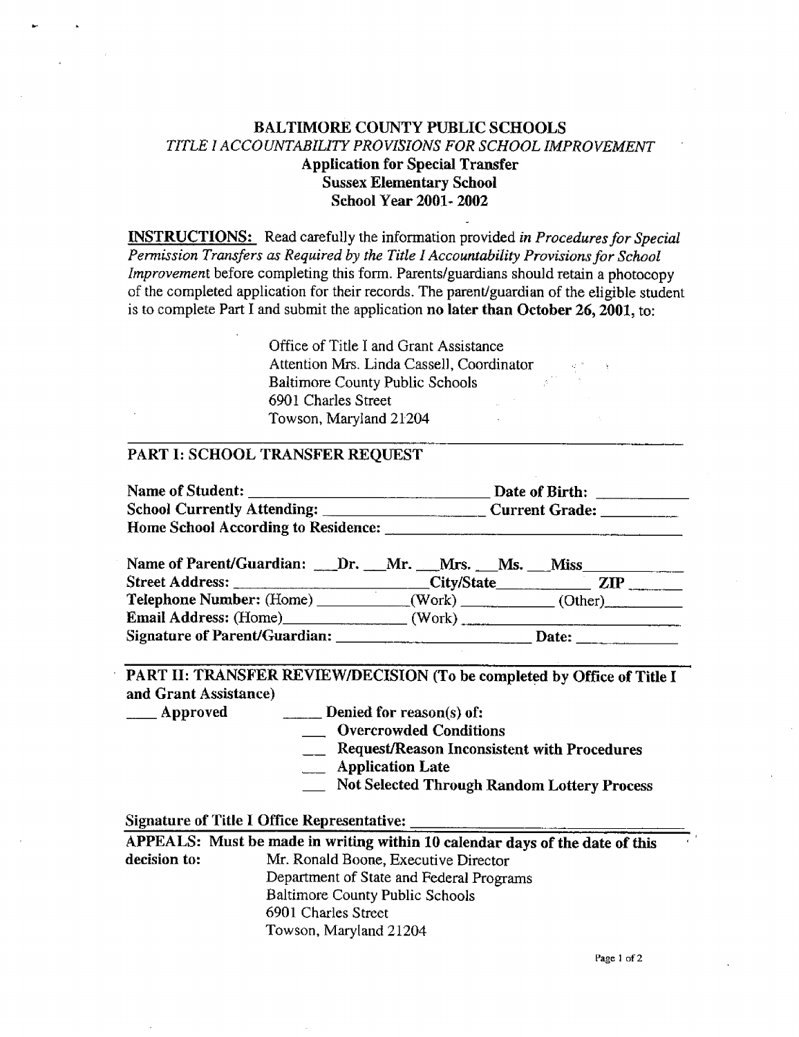# BALTIMORE COUNTY PUBLIC SCHOOLS

*TITLE I ACCOUNTABILITY PROVISIONS FOR SCHOOL IMPROVEMENT*

**Application for Special Transfer**
**Sussex Elementary School**
**School Year 2001- 2002**

**INSTRUCTIONS:** Read carefully the information provided *in Procedures for Special Permission Transfers as Required by the Title I Accountability Provisions for School Improvement* before completing this form. Parents/guardians should retain a photocopy of the completed application for their records. The parent/guardian of the eligible student is to complete Part I and submit the application **no later than October 26, 2001,** to:

Office of Title I and Grant Assistance
Attention Mrs. Linda Cassell, Coordinator
Baltimore County Public Schools
6901 Charles Street
Towson, Maryland 21204

## PART I: SCHOOL TRANSFER REQUEST

**Name of Student:** ______________________________ **Date of Birth:** ___________
**School Currently Attending:** ____________________ **Current Grade:** _________
**Home School According to Residence:** ______________________________________

**Name of Parent/Guardian:** ___Dr. ___Mr. ___Mrs. ___Ms. ___Miss_____________
**Street Address:** ________________________**City/State**___________ **ZIP** _______
**Telephone Number:** (Home) ___________(Work) ___________ (Other)__________
**Email Address:** (Home)________________ (Work) ____________________________
**Signature of Parent/Guardian:** ________________________ **Date:** _____________

## PART II: TRANSFER REVIEW/DECISION (To be completed by Office of Title I and Grant Assistance)

____ **Approved** _____ **Denied for reason(s) of:**

- ___ **Overcrowded Conditions**
- ___ **Request/Reason Inconsistent with Procedures**
- ___ **Application Late**
- ___ **Not Selected Through Random Lottery Process**

**Signature of Title I Office Representative:** ________________________________

**APPEALS: Must be made in writing within 10 calendar days of the date of this decision to:**

Mr. Ronald Boone, Executive Director
Department of State and Federal Programs
Baltimore County Public Schools
6901 Charles Street
Towson, Maryland 21204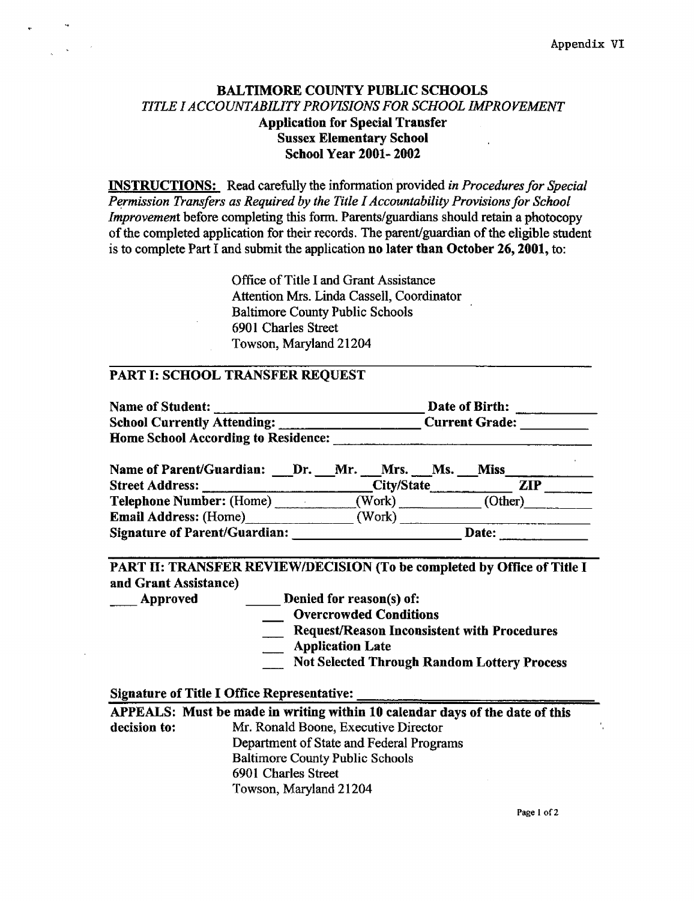Appendix VI

# BALTIMORE COUNTY PUBLIC SCHOOLS

*TITLE I ACCOUNTABILITY PROVISIONS FOR SCHOOL IMPROVEMENT*

**Application for Special Transfer**
**Sussex Elementary School**
**School Year 2001- 2002**

**INSTRUCTIONS:** Read carefully the information provided *in Procedures for Special Permission Transfers as Required by the Title I Accountability Provisions for School Improvement* before completing this form. Parents/guardians should retain a photocopy of the completed application for their records. The parent/guardian of the eligible student is to complete Part I and submit the application **no later than October 26, 2001,** to:

Office of Title I and Grant Assistance
Attention Mrs. Linda Cassell, Coordinator
Baltimore County Public Schools
6901 Charles Street
Towson, Maryland 21204

## PART I: SCHOOL TRANSFER REQUEST

**Name of Student:** ____________________________ **Date of Birth:** ___________
**School Currently Attending:** ____________________ **Current Grade:** __________
**Home School According to Residence:** ________________________________________

**Name of Parent/Guardian:** ___**Dr.** ___**Mr.** ___**Mrs.** ___**Ms.** ___**Miss**____________
**Street Address:** ________________________ **City/State**____________ **ZIP** ______
**Telephone Number:** (Home) ____________ (Work) ___________ (Other)_________
**Email Address:** (Home)________________ (Work) _____________________________
**Signature of Parent/Guardian:** ________________________ **Date:** _____________

## PART II: TRANSFER REVIEW/DECISION (To be completed by Office of Title I and Grant Assistance)

____ **Approved** _____ **Denied for reason(s) of:**

- ___ **Overcrowded Conditions**
- ___ **Request/Reason Inconsistent with Procedures**
- ___ **Application Late**
- ___ **Not Selected Through Random Lottery Process**

**Signature of Title I Office Representative:** ____________________________________

**APPEALS: Must be made in writing within 10 calendar days of the date of this decision to:**

Mr. Ronald Boone, Executive Director
Department of State and Federal Programs
Baltimore County Public Schools
6901 Charles Street
Towson, Maryland 21204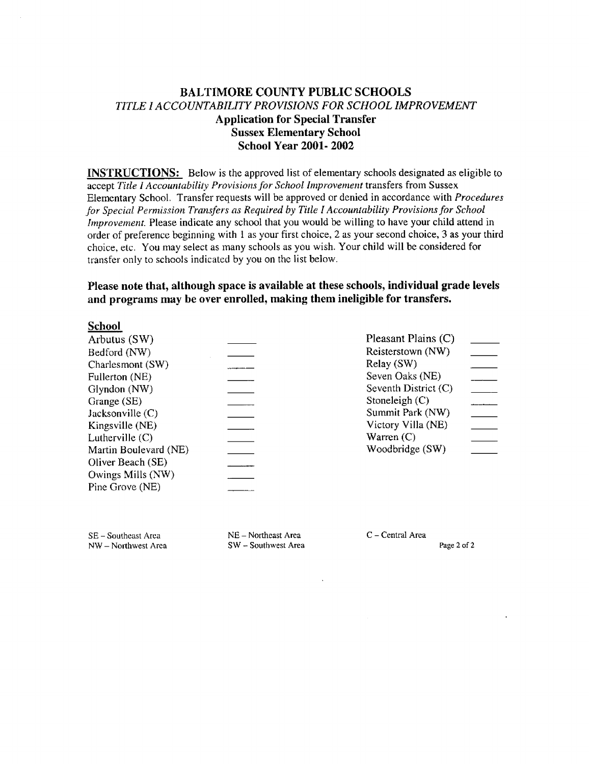# BALTIMORE COUNTY PUBLIC SCHOOLS

## *TITLE I ACCOUNTABILITY PROVISIONS FOR SCHOOL IMPROVEMENT*

### Application for Special Transfer
### Sussex Elementary School
### School Year 2001- 2002

**INSTRUCTIONS:** Below is the approved list of elementary schools designated as eligible to accept *Title I Accountability Provisions for School Improvement* transfers from Sussex Elementary School. Transfer requests will be approved or denied in accordance with *Procedures for Special Permission Transfers as Required by Title I Accountability Provisions for School Improvement.* Please indicate any school that you would be willing to have your child attend in order of preference beginning with 1 as your first choice, 2 as your second choice, 3 as your third choice, etc. You may select as many schools as you wish. Your child will be considered for transfer only to schools indicated by you on the list below.

**Please note that, although space is available at these schools, individual grade levels and programs may be over enrolled, making them ineligible for transfers.**

| School | | School | |
|---|---|---|---|
| Arbutus (SW) | _____ | Pleasant Plains (C) | _____ |
| Bedford (NW) | _____ | Reisterstown (NW) | _____ |
| Charlesmont (SW) | _____ | Relay (SW) | _____ |
| Fullerton (NE) | _____ | Seven Oaks (NE) | _____ |
| Glyndon (NW) | _____ | Seventh District (C) | _____ |
| Grange (SE) | _____ | Stoneleigh (C) | _____ |
| Jacksonville (C) | _____ | Summit Park (NW) | _____ |
| Kingsville (NE) | _____ | Victory Villa (NE) | _____ |
| Lutherville (C) | _____ | Warren (C) | _____ |
| Martin Boulevard (NE) | _____ | Woodbridge (SW) | _____ |
| Oliver Beach (SE) | _____ | | |
| Owings Mills (NW) | _____ | | |
| Pine Grove (NE) | _____ | | |

SE – Southeast Area
NW – Northwest Area
NE – Northeast Area
SW – Southwest Area
C – Central Area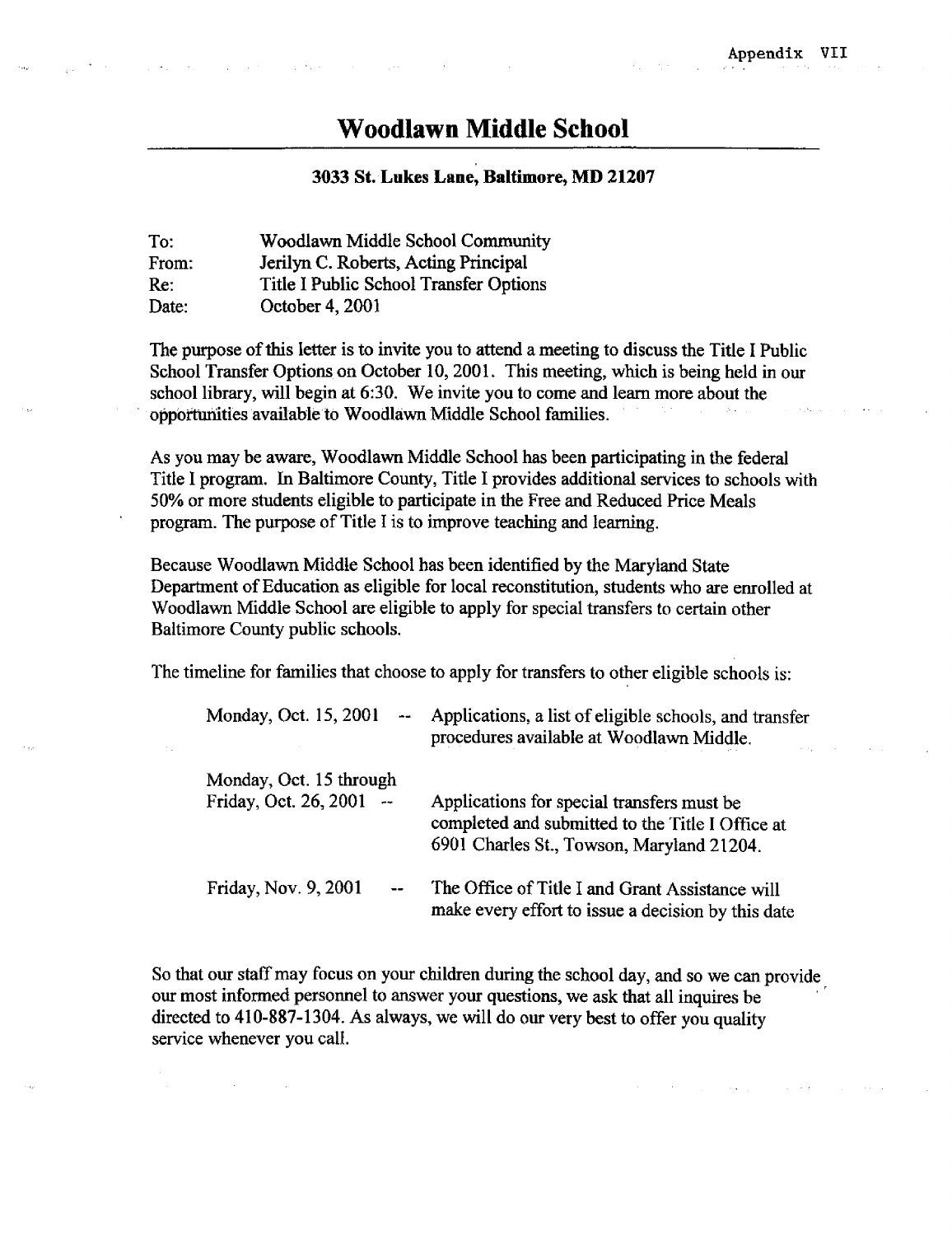Appendix VII

# Woodlawn Middle School

**3033 St. Lukes Lane, Baltimore, MD 21207**

| | |
|---|---|
| To: | Woodlawn Middle School Community |
| From: | Jerilyn C. Roberts, Acting Principal |
| Re: | Title I Public School Transfer Options |
| Date: | October 4, 2001 |

The purpose of this letter is to invite you to attend a meeting to discuss the Title I Public School Transfer Options on October 10, 2001. This meeting, which is being held in our school library, will begin at 6:30. We invite you to come and learn more about the opportunities available to Woodlawn Middle School families.

As you may be aware, Woodlawn Middle School has been participating in the federal Title I program. In Baltimore County, Title I provides additional services to schools with 50% or more students eligible to participate in the Free and Reduced Price Meals program. The purpose of Title I is to improve teaching and learning.

Because Woodlawn Middle School has been identified by the Maryland State Department of Education as eligible for local reconstitution, students who are enrolled at Woodlawn Middle School are eligible to apply for special transfers to certain other Baltimore County public schools.

The timeline for families that choose to apply for transfers to other eligible schools is:

| | |
|---|---|
| Monday, Oct. 15, 2001 -- | Applications, a list of eligible schools, and transfer procedures available at Woodlawn Middle. |
| Monday, Oct. 15 through Friday, Oct. 26, 2001 -- | Applications for special transfers must be completed and submitted to the Title I Office at 6901 Charles St., Towson, Maryland 21204. |
| Friday, Nov. 9, 2001 -- | The Office of Title I and Grant Assistance will make every effort to issue a decision by this date |

So that our staff may focus on your children during the school day, and so we can provide our most informed personnel to answer your questions, we ask that all inquires be directed to 410-887-1304. As always, we will do our very best to offer you quality service whenever you call.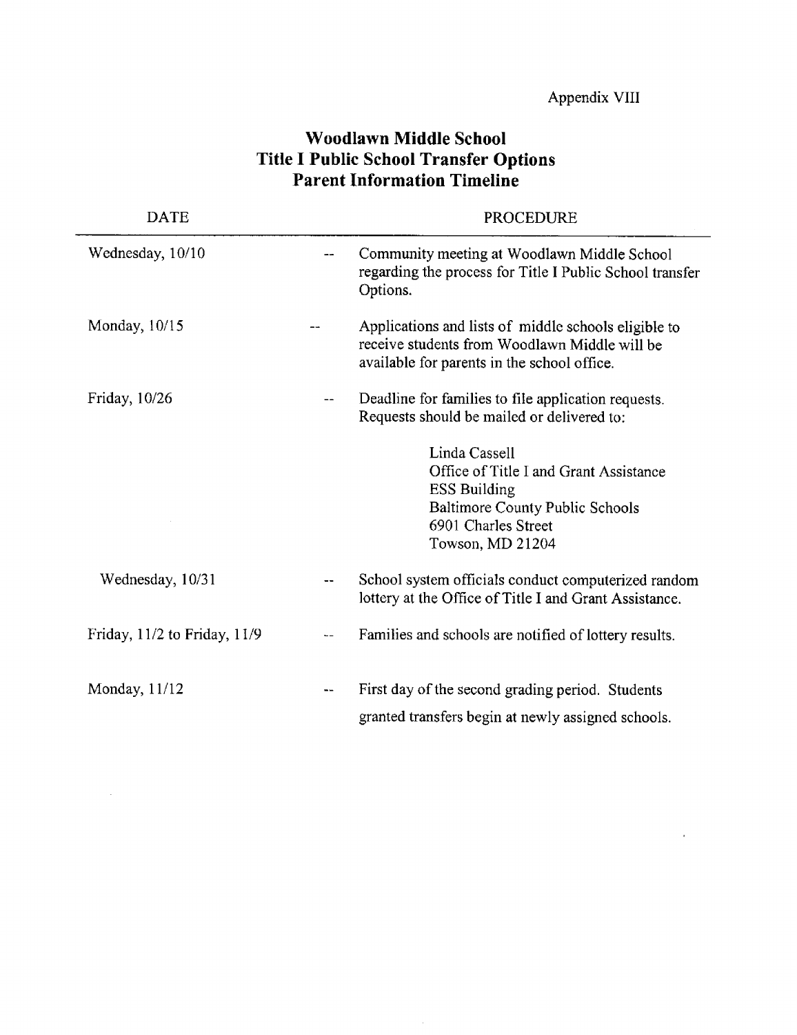Appendix VIII

# Woodlawn Middle School
## Title I Public School Transfer Options
## Parent Information Timeline

| DATE | | PROCEDURE |
|---|---|---|
| Wednesday, 10/10 | -- | Community meeting at Woodlawn Middle School regarding the process for Title I Public School transfer Options. |
| Monday, 10/15 | -- | Applications and lists of middle schools eligible to receive students from Woodlawn Middle will be available for parents in the school office. |
| Friday, 10/26 | -- | Deadline for families to file application requests. Requests should be mailed or delivered to:<br><br>Linda Cassell<br>Office of Title I and Grant Assistance<br>ESS Building<br>Baltimore County Public Schools<br>6901 Charles Street<br>Towson, MD 21204 |
| Wednesday, 10/31 | -- | School system officials conduct computerized random lottery at the Office of Title I and Grant Assistance. |
| Friday, 11/2 to Friday, 11/9 | -- | Families and schools are notified of lottery results. |
| Monday, 11/12 | -- | First day of the second grading period. Students granted transfers begin at newly assigned schools. |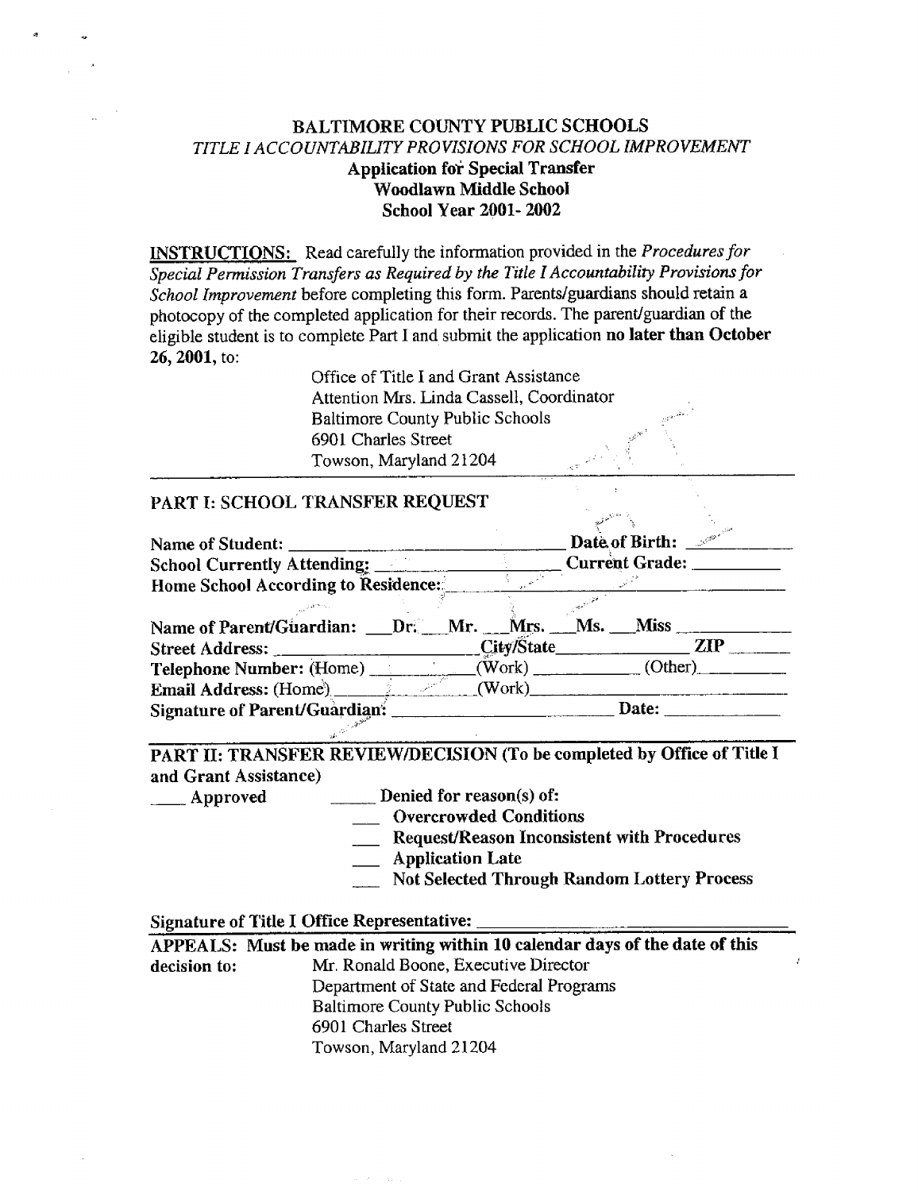# BALTIMORE COUNTY PUBLIC SCHOOLS

*TITLE I ACCOUNTABILITY PROVISIONS FOR SCHOOL IMPROVEMENT*

**Application for Special Transfer**
**Woodlawn Middle School**
**School Year 2001- 2002**

**INSTRUCTIONS:** Read carefully the information provided in the *Procedures for Special Permission Transfers as Required by the Title I Accountability Provisions for School Improvement* before completing this form. Parents/guardians should retain a photocopy of the completed application for their records. The parent/guardian of the eligible student is to complete Part I and submit the application **no later than October 26, 2001,** to:

Office of Title I and Grant Assistance
Attention Mrs. Linda Cassell, Coordinator
Baltimore County Public Schools
6901 Charles Street
Towson, Maryland 21204

## PART I: SCHOOL TRANSFER REQUEST

**Name of Student:** ______________________________ **Date of Birth:** __________

**School Currently Attending:** ____________________ **Current Grade:** __________

**Home School According to Residence:** ____________________________________

**Name of Parent/Guardian:** ___Dr. ___Mr. ___Mrs. ___Ms. ___Miss ____________

**Street Address:** ______________________ **City/State** ______________ **ZIP** ______

**Telephone Number:** (Home) __________ (Work) __________ (Other) __________

**Email Address:** (Home) __________ (Work) ______________________________

**Signature of Parent/Guardian:** ______________________ **Date:** ____________

## PART II: TRANSFER REVIEW/DECISION (To be completed by Office of Title I and Grant Assistance)

____ Approved

_____ **Denied for reason(s) of:**

- ___ **Overcrowded Conditions**
- ___ **Request/Reason Inconsistent with Procedures**
- ___ **Application Late**
- ___ **Not Selected Through Random Lottery Process**

**Signature of Title I Office Representative:** ________________________________

**APPEALS: Must be made in writing within 10 calendar days of the date of this decision to:**

Mr. Ronald Boone, Executive Director
Department of State and Federal Programs
Baltimore County Public Schools
6901 Charles Street
Towson, Maryland 21204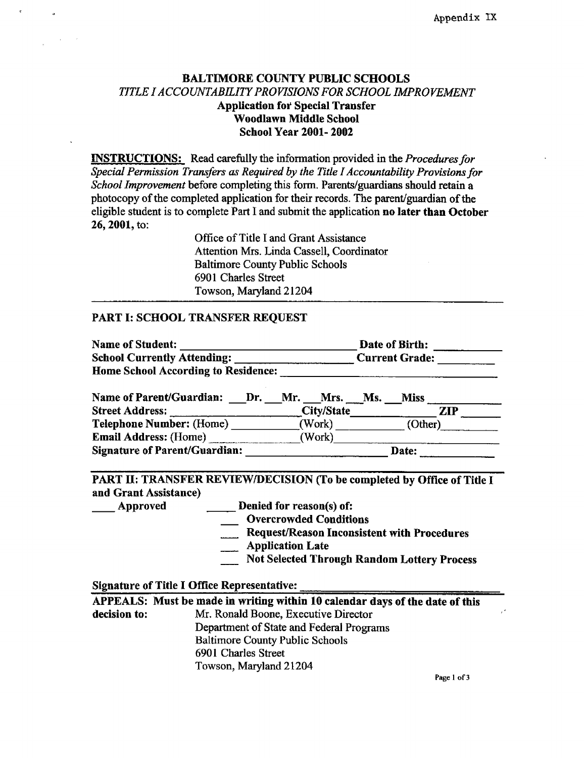Appendix IX

# BALTIMORE COUNTY PUBLIC SCHOOLS

*TITLE I ACCOUNTABILITY PROVISIONS FOR SCHOOL IMPROVEMENT*

**Application for Special Transfer**

**Woodlawn Middle School**

**School Year 2001- 2002**

**INSTRUCTIONS:** Read carefully the information provided in the *Procedures for Special Permission Transfers as Required by the Title I Accountability Provisions for School Improvement* before completing this form. Parents/guardians should retain a photocopy of the completed application for their records. The parent/guardian of the eligible student is to complete Part I and submit the application **no later than October 26, 2001,** to:

Office of Title I and Grant Assistance
Attention Mrs. Linda Cassell, Coordinator
Baltimore County Public Schools
6901 Charles Street
Towson, Maryland 21204

## PART I: SCHOOL TRANSFER REQUEST

**Name of Student:** ____________________ **Date of Birth:** __________

**School Currently Attending:** ____________________ **Current Grade:** __________

**Home School According to Residence:** ____________________

**Name of Parent/Guardian:** ___Dr. ___Mr. ___Mrs. ___Ms. ___Miss __________

**Street Address:** ____________________ **City/State** __________ **ZIP** ______

**Telephone Number:** (Home) __________ (Work) __________ (Other) __________

**Email Address:** (Home) __________ (Work) __________

**Signature of Parent/Guardian:** ____________________ **Date:** __________

## PART II: TRANSFER REVIEW/DECISION (To be completed by Office of Title I and Grant Assistance)

___ **Approved**

___ **Denied for reason(s) of:**

- ___ **Overcrowded Conditions**
- ___ **Request/Reason Inconsistent with Procedures**
- ___ **Application Late**
- ___ **Not Selected Through Random Lottery Process**

**Signature of Title I Office Representative:** ____________________

**APPEALS: Must be made in writing within 10 calendar days of the date of this decision to:**

Mr. Ronald Boone, Executive Director
Department of State and Federal Programs
Baltimore County Public Schools
6901 Charles Street
Towson, Maryland 21204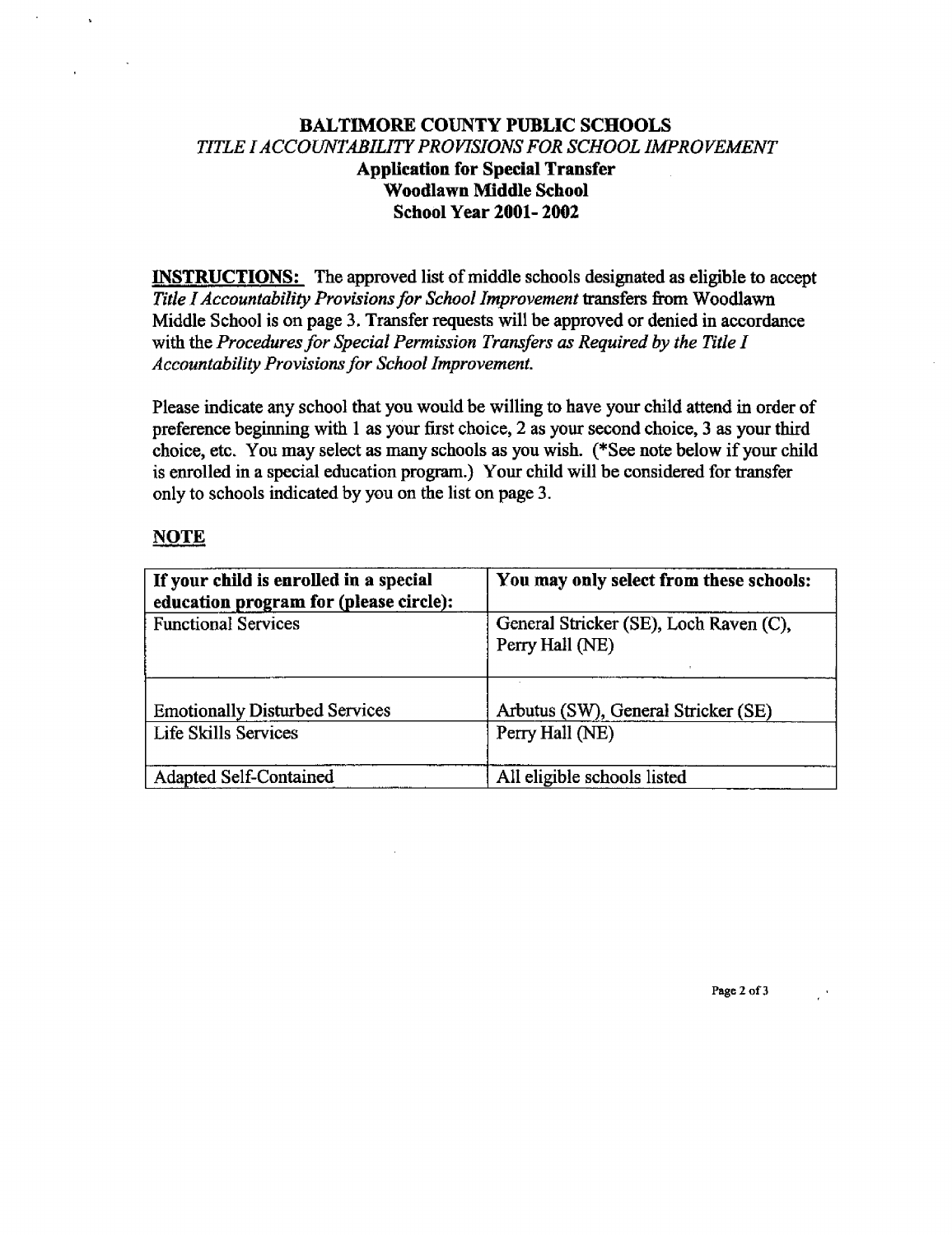**BALTIMORE COUNTY PUBLIC SCHOOLS**
*TITLE I ACCOUNTABILITY PROVISIONS FOR SCHOOL IMPROVEMENT*
**Application for Special Transfer**
**Woodlawn Middle School**
**School Year 2001- 2002**

**INSTRUCTIONS:** The approved list of middle schools designated as eligible to accept *Title I Accountability Provisions for School Improvement* transfers from Woodlawn Middle School is on page 3. Transfer requests will be approved or denied in accordance with the *Procedures for Special Permission Transfers as Required by the Title I Accountability Provisions for School Improvement.*

Please indicate any school that you would be willing to have your child attend in order of preference beginning with 1 as your first choice, 2 as your second choice, 3 as your third choice, etc. You may select as many schools as you wish. (*See note below if your child is enrolled in a special education program.) Your child will be considered for transfer only to schools indicated by you on the list on page 3.

**NOTE**

| If your child is enrolled in a special education program for (please circle): | You may only select from these schools: |
|---|---|
| Functional Services | General Stricker (SE), Loch Raven (C), Perry Hall (NE) |
| Emotionally Disturbed Services | Arbutus (SW), General Stricker (SE) |
| Life Skills Services | Perry Hall (NE) |
| Adapted Self-Contained | All eligible schools listed |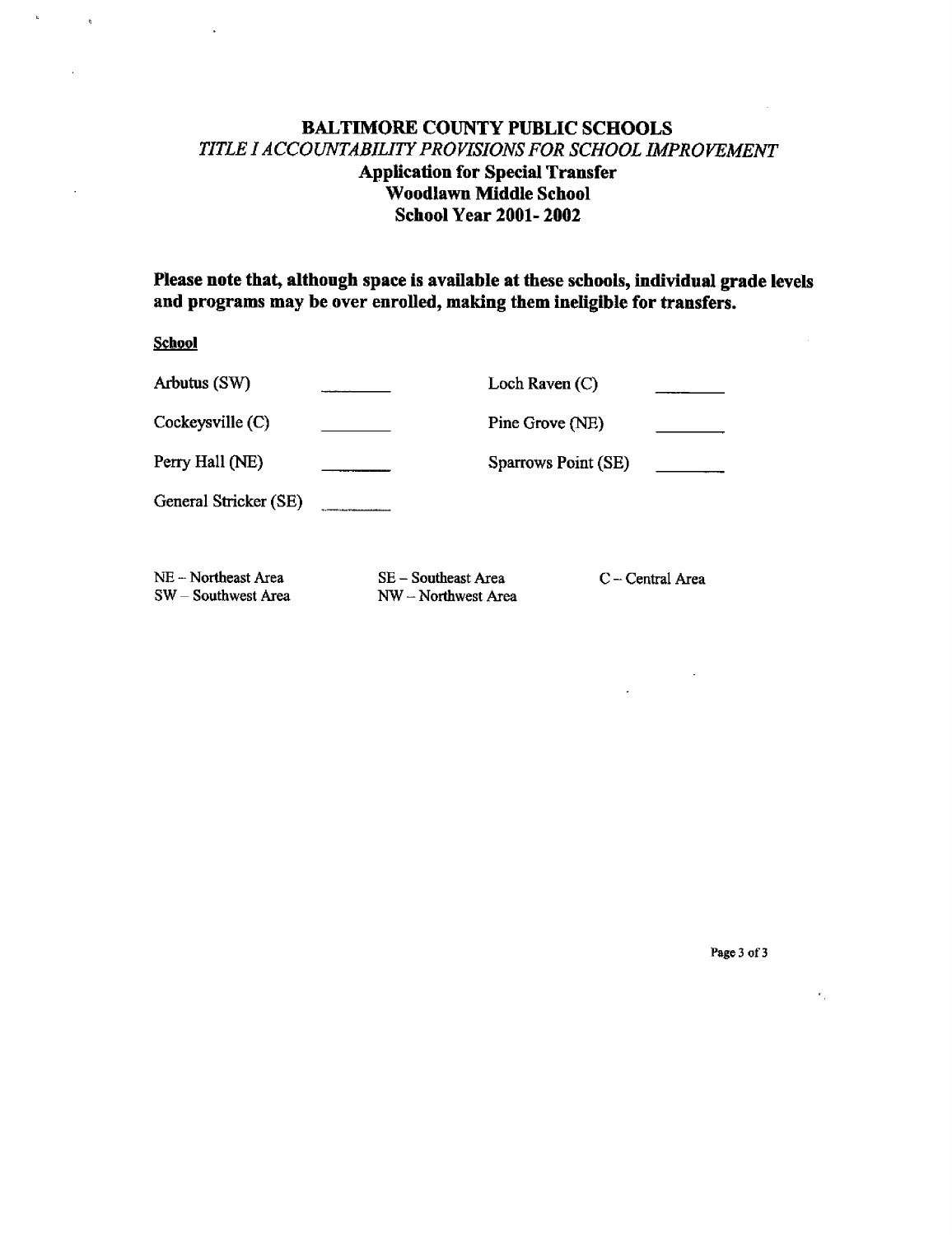**BALTIMORE COUNTY PUBLIC SCHOOLS**
*TITLE I ACCOUNTABILITY PROVISIONS FOR SCHOOL IMPROVEMENT*
**Application for Special Transfer**
**Woodlawn Middle School**
**School Year 2001- 2002**

**Please note that, although space is available at these schools, individual grade levels and programs may be over enrolled, making them ineligible for transfers.**

**School**

| | | | |
|---|---|---|---|
| Arbutus (SW) | ________ | Loch Raven (C) | ________ |
| Cockeysville (C) | ________ | Pine Grove (NE) | ________ |
| Perry Hall (NE) | ________ | Sparrows Point (SE) | ________ |
| General Stricker (SE) | ________ | | |

NE – Northeast Area
SW – Southwest Area
SE – Southeast Area
NW – Northwest Area
C – Central Area